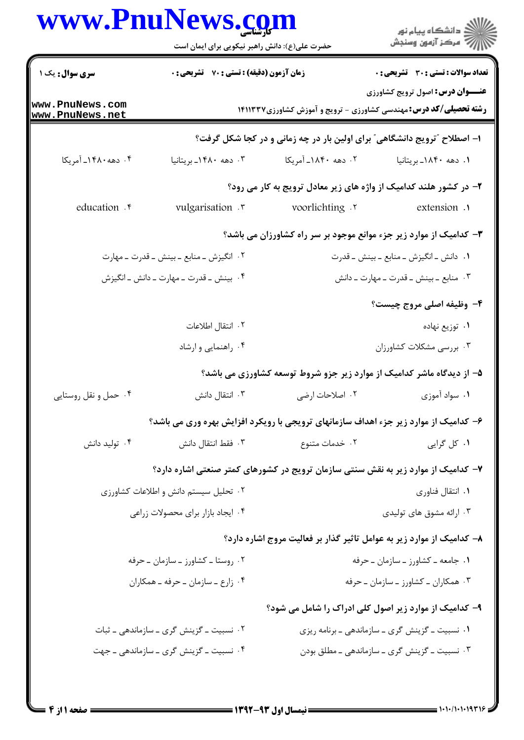**سری سوال:** یک ۱

**زمان آزمون (دقیقه) : تستی : ۷۰ تشریحی : ۰**

**تعداد سوالات : تستی : ۳۰ تشریحی : ۰**

**عنـــوان درس:** اصول ترویج کشاورزی

**رشته تحصیلی/کد درس:** مهندسی کشاورزی - ترویج و آموزش کشاورزی۱۴۱۱۳۳۷

۱- اصطلاح "ترویج دانشگاهی" برای اولین بار در چه زمانی و در کجا شکل گرفت؟

۱. دهه ۱۸۴۰- بریتانیا
۲. دهه ۱۸۴۰- آمریکا
۳. دهه ۱۴۸۰- بریتانیا
۴. دهه ۱۴۸۰- آمریکا

۲- در کشور هلند کدامیک از واژه های زیر معادل ترویج به کار می رود؟

۱. extension
۲. voorlichting
۳. vulgarisation
۴. education

۳- کدامیک از موارد زیر جزء موانع موجود بر سر راه کشاورزان می باشد؟

۱. دانش ـ انگیزش ـ منابع ـ بینش ـ قدرت
۲. انگیزش ـ منابع ـ بینش ـ قدرت ـ مهارت
۳. منابع ـ بینش ـ قدرت ـ مهارت ـ دانش
۴. بینش ـ قدرت ـ مهارت ـ دانش ـ انگیزش

۴- وظیفه اصلی مروج چیست؟

۱. توزیع نهاده
۲. انتقال اطلاعات
۳. بررسی مشکلات کشاورزان
۴. راهنمایی و ارشاد

۵- از دیدگاه ماشر کدامیک از موارد زیر جزو شروط توسعه کشاورزی می باشد؟

۱. سواد آموزی
۲. اصلاحات ارضی
۳. انتقال دانش
۴. حمل و نقل روستایی

۶- کدامیک از موارد زیر جزء اهداف سازمانهای ترویجی با رویکرد افزایش بهره وری می باشد؟

۱. کل گرایی
۲. خدمات متنوع
۳. فقط انتقال دانش
۴. تولید دانش

۷- کدامیک از موارد زیر به نقش سنتی سازمان ترویج در کشورهای کمتر صنعتی اشاره دارد؟

۱. انتقال فناوری
۲. تحلیل سیستم دانش و اطلاعات کشاورزی
۳. ارائه مشوق های تولیدی
۴. ایجاد بازار برای محصولات زراعی

۸- کدامیک از موارد زیر به عوامل تاثیر گذار بر فعالیت مروج اشاره دارد؟

۱. جامعه ـ کشاورز ـ سازمان ـ حرفه
۲. روستا ـ کشاورز ـ سازمان ـ حرفه
۳. همکاران ـ کشاورز ـ سازمان ـ حرفه
۴. زارع ـ سازمان ـ حرفه ـ همکاران

۹- کدامیک از موارد زیر اصول کلی ادراک را شامل می شود؟

۱. نسبیت ـ گزینش گری ـ سازماندهی ـ برنامه ریزی
۲. نسبیت ـ گزینش گری ـ سازماندهی ـ ثبات
۳. نسبیت ـ گزینش گری ـ سازماندهی ـ مطلق بودن
۴. نسبیت ـ گزینش گری ـ سازماندهی ـ جهت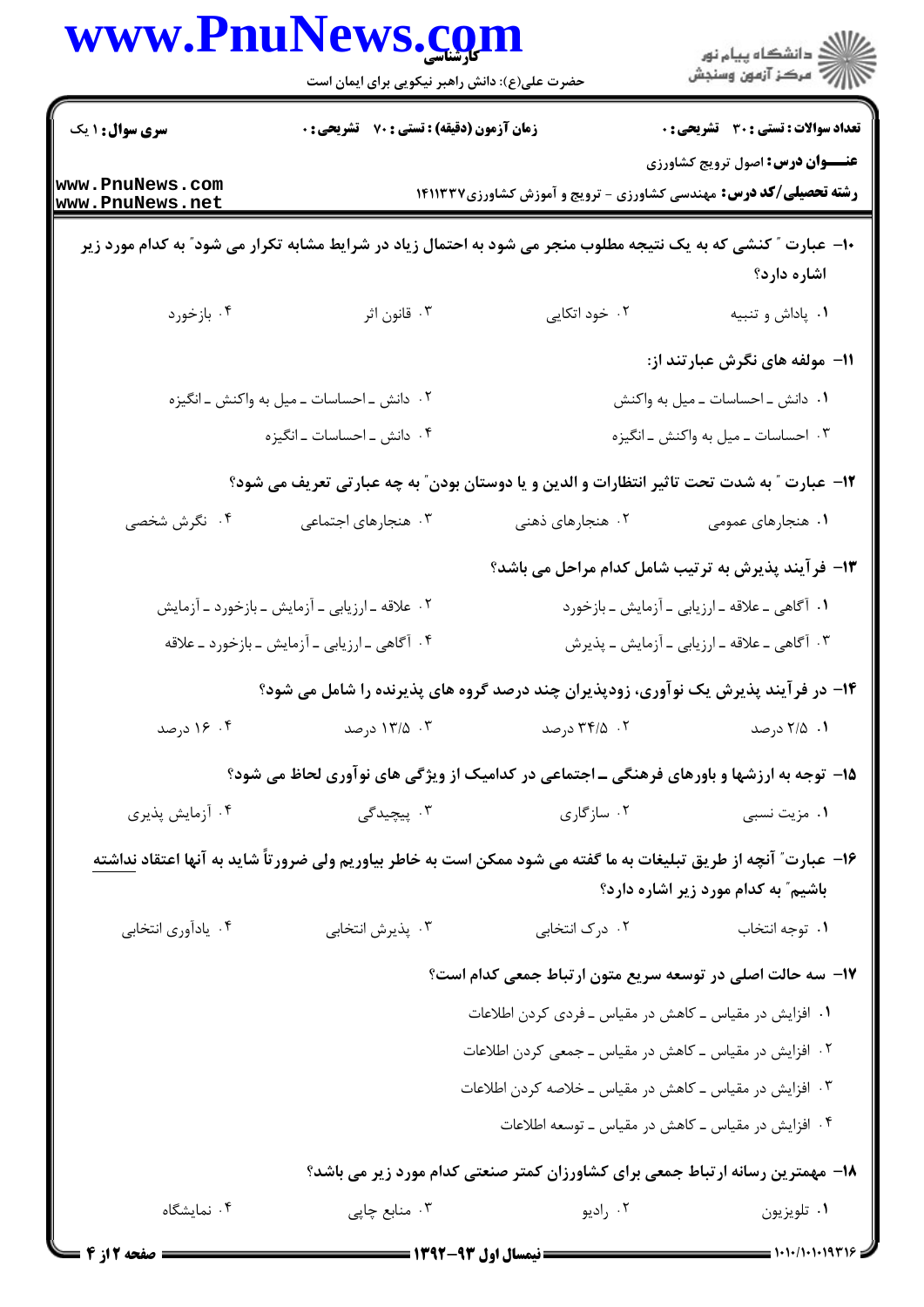**سری سوال:** ۱ یک | **زمان آزمون (دقیقه):** تستی: ۷۰ تشریحی: ۰ | **تعداد سوالات:** تستی: ۳۰ تشریحی: ۰

**عنـــوان درس:** اصول ترویج کشاورزی

**رشته تحصیلی/کد درس:** مهندسی کشاورزی - ترویج و آموزش کشاورزی۱۴۱۱۳۳۷

۱۰- عبارت " کنشی که به یک نتیجه مطلوب منجر می شود به احتمال زیاد در شرایط مشابه تکرار می شود" به کدام مورد زیر اشاره دارد؟

۱. پاداش و تنبیه
۲. خود اتکایی
۳. قانون اثر
۴. بازخورد

۱۱- مولفه های نگرش عبارتند از:

۱. دانش ـ احساسات ـ میل به واکنش
۲. دانش ـ احساسات ـ میل به واکنش ـ انگیزه
۳. احساسات ـ میل به واکنش ـ انگیزه
۴. دانش ـ احساسات ـ انگیزه

۱۲- عبارت " به شدت تحت تاثیر انتظارات و الدین و یا دوستان بودن" به چه عبارتی تعریف می شود؟

۱. هنجارهای عمومی
۲. هنجارهای ذهنی
۳. هنجارهای اجتماعی
۴. نگرش شخصی

۱۳- فرآیند پذیرش به ترتیب شامل کدام مراحل می باشد؟

۱. آگاهی ـ علاقه ـ ارزیابی ـ آزمایش ـ بازخورد
۲. علاقه ـ ارزیابی ـ آزمایش ـ بازخورد ـ آزمایش
۳. آگاهی ـ علاقه ـ ارزیابی ـ آزمایش ـ پذیرش
۴. آگاهی ـ ارزیابی ـ آزمایش ـ بازخورد ـ علاقه

۱۴- در فرآیند پذیرش یک نوآوری، زودپذیران چند درصد گروه های پذیرنده را شامل می شود؟

۱. ۲/۵ درصد
۲. ۳۴/۵ درصد
۳. ۱۳/۵ درصد
۴. ۱۶ درصد

۱۵- توجه به ارزشها و باورهای فرهنگی ـ اجتماعی در کدامیک از ویژگی های نوآوری لحاظ می شود؟

۱. مزیت نسبی
۲. سازگاری
۳. پیچیدگی
۴. آزمایش پذیری

۱۶- عبارت" آنچه از طریق تبلیغات به ما گفته می شود ممکن است به خاطر بیاوریم ولی ضرورتاً شاید به آنها اعتقاد نداشته باشیم" به کدام مورد زیر اشاره دارد؟

۱. توجه انتخاب
۲. درک انتخابی
۳. پذیرش انتخابی
۴. یادآوری انتخابی

۱۷- سه حالت اصلی در توسعه سریع متون ارتباط جمعی کدام است؟

۱. افزایش در مقیاس ـ کاهش در مقیاس ـ فردی کردن اطلاعات
۲. افزایش در مقیاس ـ کاهش در مقیاس ـ جمعی کردن اطلاعات
۳. افزایش در مقیاس ـ کاهش در مقیاس ـ خلاصه کردن اطلاعات
۴. افزایش در مقیاس ـ کاهش در مقیاس ـ توسعه اطلاعات

۱۸- مهمترین رسانه ارتباط جمعی برای کشاورزان کمتر صنعتی کدام مورد زیر می باشد؟

۱. تلویزیون
۲. رادیو
۳. منابع چاپی
۴. نمایشگاه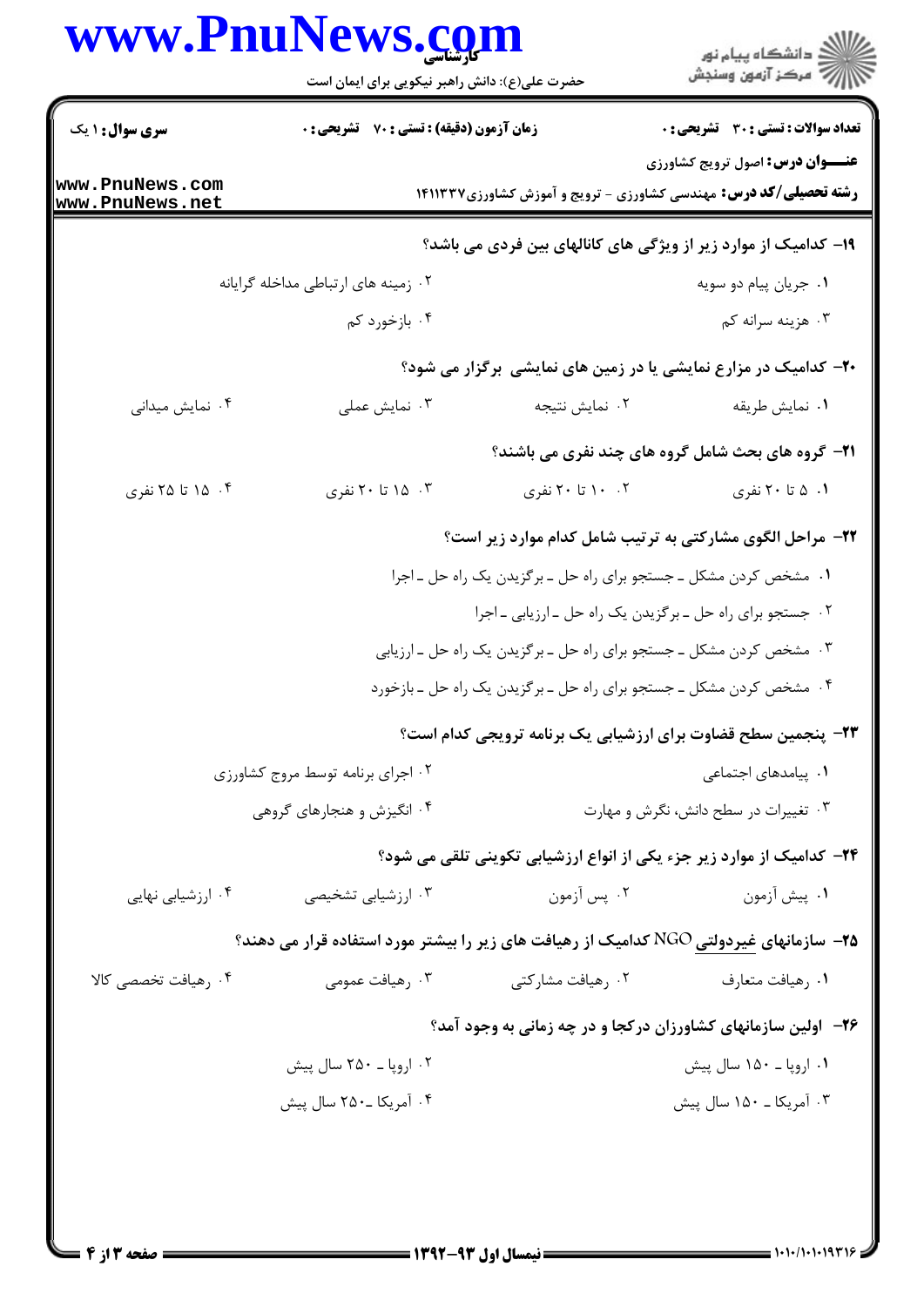**۱۹- کدامیک از موارد زیر از ویژگی های کانالهای بین فردی می باشد؟**

۱. جریان پیام دو سویه

۲. زمینه های ارتباطی مداخله گرایانه

۳. هزینه سرانه کم

۴. بازخورد کم

**۲۰- کدامیک در مزارع نمایشی یا در زمین های نمایشی برگزار می شود؟**

۱. نمایش طریقه

۲. نمایش نتیجه

۳. نمایش عملی

۴. نمایش میدانی

**۲۱- گروه های بحث شامل گروه های چند نفری می باشند؟**

۱. ۵ تا ۲۰ نفری

۲. ۱۰ تا ۲۰ نفری

۳. ۱۵ تا ۲۰ نفری

۴. ۱۵ تا ۲۵ نفری

**۲۲- مراحل الگوی مشارکتی به ترتیب شامل کدام موارد زیر است؟**

۱. مشخص کردن مشکل ـ جستجو برای راه حل ـ برگزیدن یک راه حل ـ اجرا

۲. جستجو برای راه حل ـ برگزیدن یک راه حل ـ ارزیابی ـ اجرا

۳. مشخص کردن مشکل ـ جستجو برای راه حل ـ برگزیدن یک راه حل ـ ارزیابی

۴. مشخص کردن مشکل ـ جستجو برای راه حل ـ برگزیدن یک راه حل ـ بازخورد

**۲۳- پنجمین سطح قضاوت برای ارزشیابی یک برنامه ترویجی کدام است؟**

۱. پیامدهای اجتماعی

۲. اجرای برنامه توسط مروج کشاورزی

۳. تغییرات در سطح دانش، نگرش و مهارت

۴. انگیزش و هنجارهای گروهی

**۲۴- کدامیک از موارد زیر جزء یکی از انواع ارزشیابی تکوینی تلقی می شود؟**

۱. پیش آزمون

۲. پس آزمون

۳. ارزشیابی تشخیصی

۴. ارزشیابی نهایی

**۲۵- سازمانهای غیردولتی NGO کدامیک از رهیافت های زیر را بیشتر مورد استفاده قرار می دهند؟**

۱. رهیافت متعارف

۲. رهیافت مشارکتی

۳. رهیافت عمومی

۴. رهیافت تخصصی کالا

**۲۶- اولین سازمانهای کشاورزان درکجا و در چه زمانی به وجود آمد؟**

۱. اروپا ـ ۱۵۰ سال پیش

۲. اروپا ـ ۲۵۰ سال پیش

۳. آمریکا ـ ۱۵۰ سال پیش

۴. آمریکا ـ ۲۵۰ سال پیش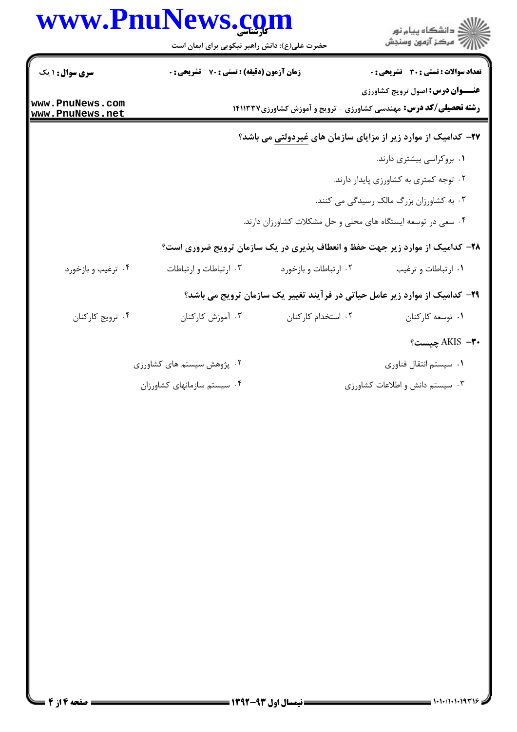۲۷- کدامیک از موارد زیر از مزایای سازمان های غیردولتی می باشد؟

۱. بروکراسی بیشتری دارند.

۲. توجه کمتری به کشاورزی پایدار دارند.

۳. به کشاورزان بزرگ مالک رسیدگی می کنند.

۴. سعی در توسعه ایستگاه های محلی و حل مشکلات کشاورزان دارند.

۲۸- کدامیک از موارد زیر جهت حفظ و انعطاف پذیری در یک سازمان ترویج ضروری است؟

۱. ارتباطات و ترغیب

۲. ارتباطات و بازخورد

۳. ارتباطات و ارتباطات

۴. ترغیب و بازخورد

۲۹- کدامیک از موارد زیر عامل حیاتی در فرآیند تغییر یک سازمان ترویج می باشد؟

۱. توسعه کارکنان

۲. استخدام کارکنان

۳. آموزش کارکنان

۴. ترویج کارکنان

۳۰- AKIS چیست؟

۱. سیستم انتقال فناوری

۲. پژوهش سیستم های کشاورزی

۳. سیستم دانش و اطلاعات کشاورزی

۴. سیستم سازمانهای کشاورزان